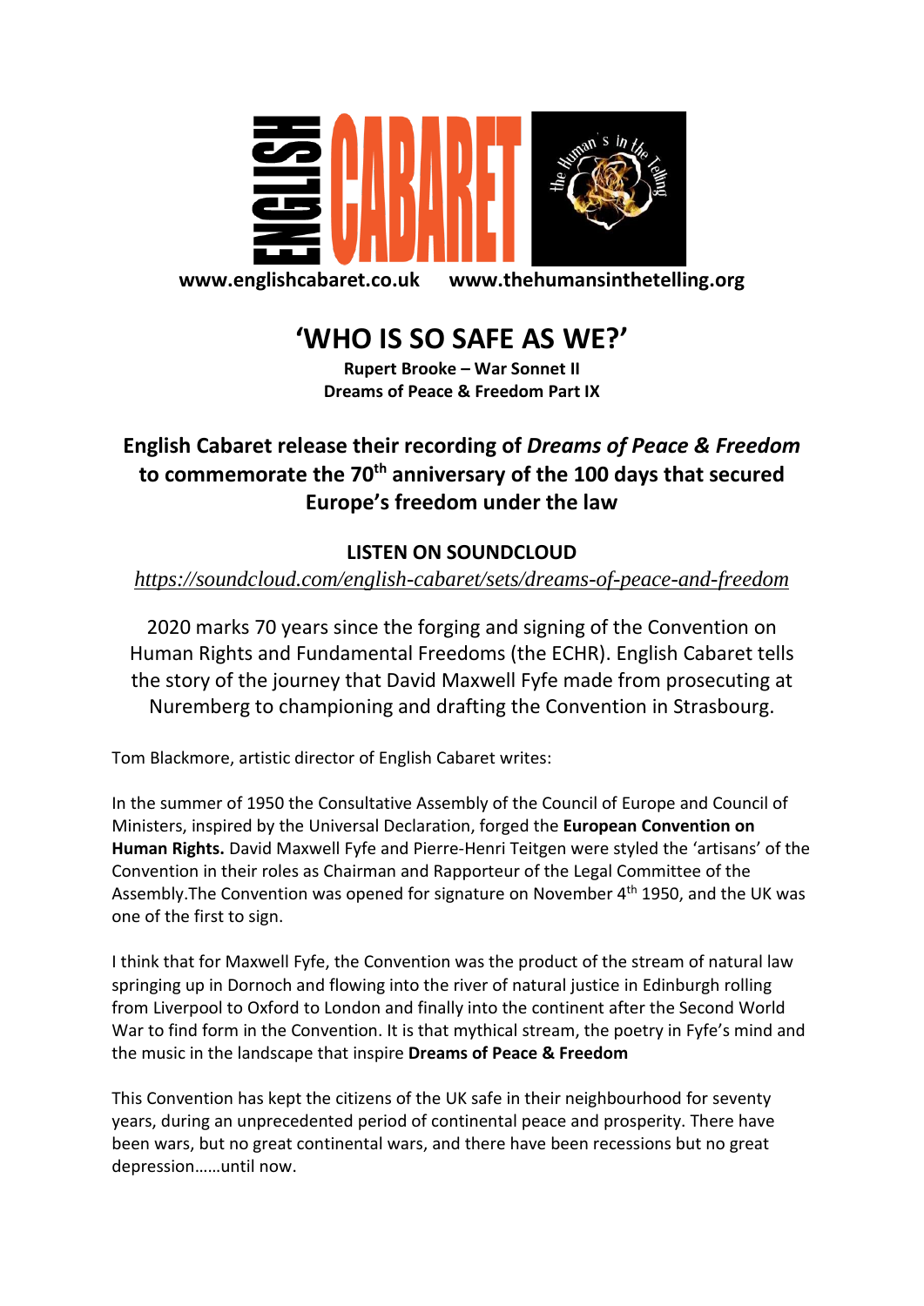ENGLISH CABARET

the Human's in the Telling

www.englishcabaret.co.uk www.thehumansinthetelling.org

# 'WHO IS SO SAFE AS WE?'

**Rupert Brooke – War Sonnet II**
**Dreams of Peace & Freedom Part IX**

## English Cabaret release their recording of *Dreams of Peace & Freedom* to commemorate the 70th anniversary of the 100 days that secured Europe's freedom under the law

**LISTEN ON SOUNDCLOUD**

*https://soundcloud.com/english-cabaret/sets/dreams-of-peace-and-freedom*

2020 marks 70 years since the forging and signing of the Convention on Human Rights and Fundamental Freedoms (the ECHR). English Cabaret tells the story of the journey that David Maxwell Fyfe made from prosecuting at Nuremberg to championing and drafting the Convention in Strasbourg.

Tom Blackmore, artistic director of English Cabaret writes:

In the summer of 1950 the Consultative Assembly of the Council of Europe and Council of Ministers, inspired by the Universal Declaration, forged the **European Convention on Human Rights.** David Maxwell Fyfe and Pierre-Henri Teitgen were styled the 'artisans' of the Convention in their roles as Chairman and Rapporteur of the Legal Committee of the Assembly.The Convention was opened for signature on November 4th 1950, and the UK was one of the first to sign.

I think that for Maxwell Fyfe, the Convention was the product of the stream of natural law springing up in Dornoch and flowing into the river of natural justice in Edinburgh rolling from Liverpool to Oxford to London and finally into the continent after the Second World War to find form in the Convention. It is that mythical stream, the poetry in Fyfe's mind and the music in the landscape that inspire **Dreams of Peace & Freedom**

This Convention has kept the citizens of the UK safe in their neighbourhood for seventy years, during an unprecedented period of continental peace and prosperity. There have been wars, but no great continental wars, and there have been recessions but no great depression……until now.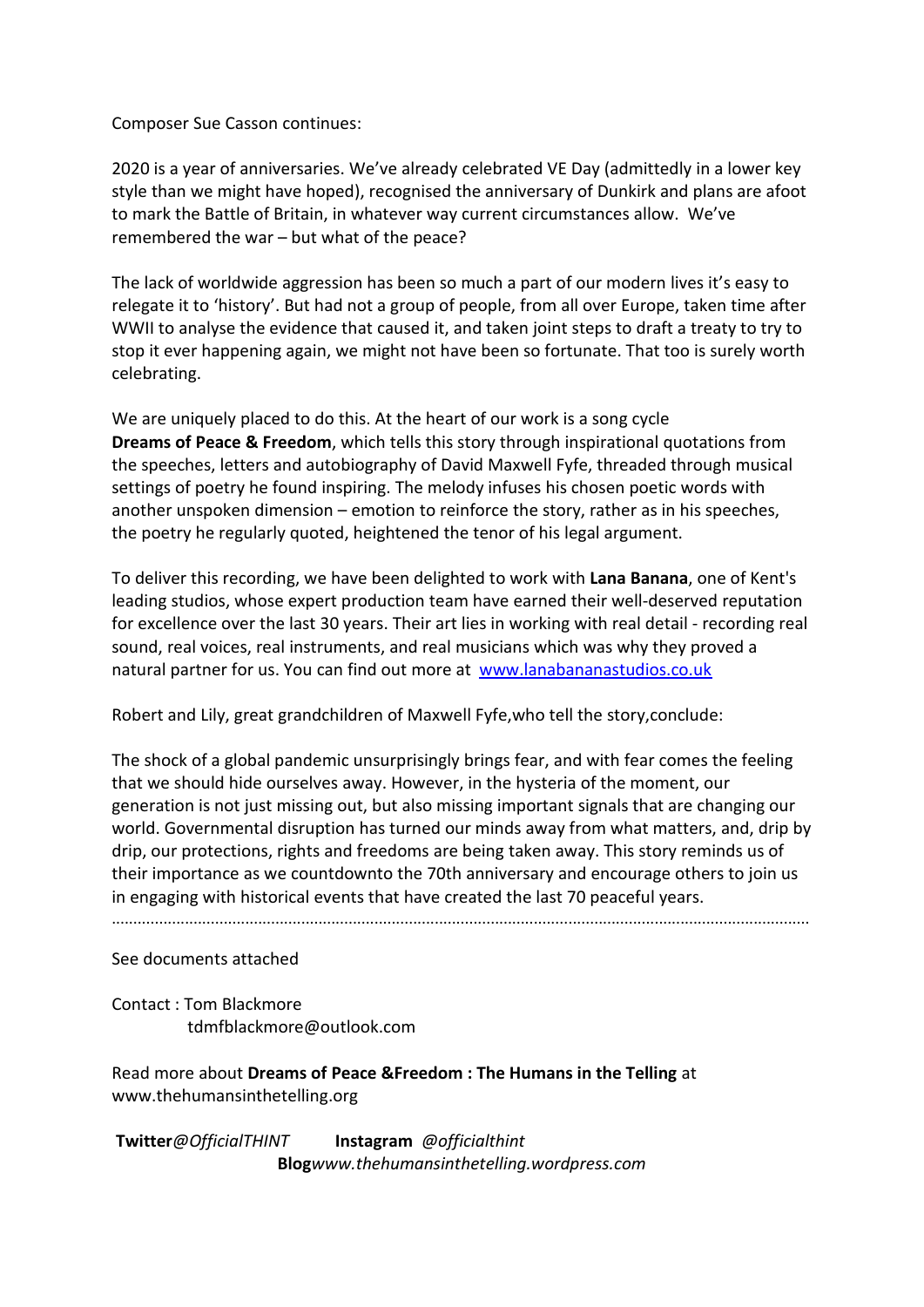Composer Sue Casson continues:

2020 is a year of anniversaries. We've already celebrated VE Day (admittedly in a lower key style than we might have hoped), recognised the anniversary of Dunkirk and plans are afoot to mark the Battle of Britain, in whatever way current circumstances allow. We've remembered the war – but what of the peace?

The lack of worldwide aggression has been so much a part of our modern lives it's easy to relegate it to 'history'. But had not a group of people, from all over Europe, taken time after WWII to analyse the evidence that caused it, and taken joint steps to draft a treaty to try to stop it ever happening again, we might not have been so fortunate. That too is surely worth celebrating.

We are uniquely placed to do this. At the heart of our work is a song cycle **Dreams of Peace & Freedom**, which tells this story through inspirational quotations from the speeches, letters and autobiography of David Maxwell Fyfe, threaded through musical settings of poetry he found inspiring. The melody infuses his chosen poetic words with another unspoken dimension – emotion to reinforce the story, rather as in his speeches, the poetry he regularly quoted, heightened the tenor of his legal argument.

To deliver this recording, we have been delighted to work with **Lana Banana**, one of Kent's leading studios, whose expert production team have earned their well-deserved reputation for excellence over the last 30 years. Their art lies in working with real detail - recording real sound, real voices, real instruments, and real musicians which was why they proved a natural partner for us. You can find out more at [www.lanabananastudios.co.uk](http://www.lanabananastudios.co.uk)

Robert and Lily, great grandchildren of Maxwell Fyfe,who tell the story,conclude:

The shock of a global pandemic unsurprisingly brings fear, and with fear comes the feeling that we should hide ourselves away. However, in the hysteria of the moment, our generation is not just missing out, but also missing important signals that are changing our world. Governmental disruption has turned our minds away from what matters, and, drip by drip, our protections, rights and freedoms are being taken away. This story reminds us of their importance as we countdownto the 70th anniversary and encourage others to join us in engaging with historical events that have created the last 70 peaceful years.

………………………………………………………………………………………………………………………………………………

See documents attached

Contact : Tom Blackmore
tdmfblackmore@outlook.com

Read more about **Dreams of Peace &Freedom : The Humans in the Telling** at www.thehumansinthetelling.org

**Twitter***@OfficialTHINT* **Instagram** *@officialthint*
**Blog***www.thehumansinthetelling.wordpress.com*